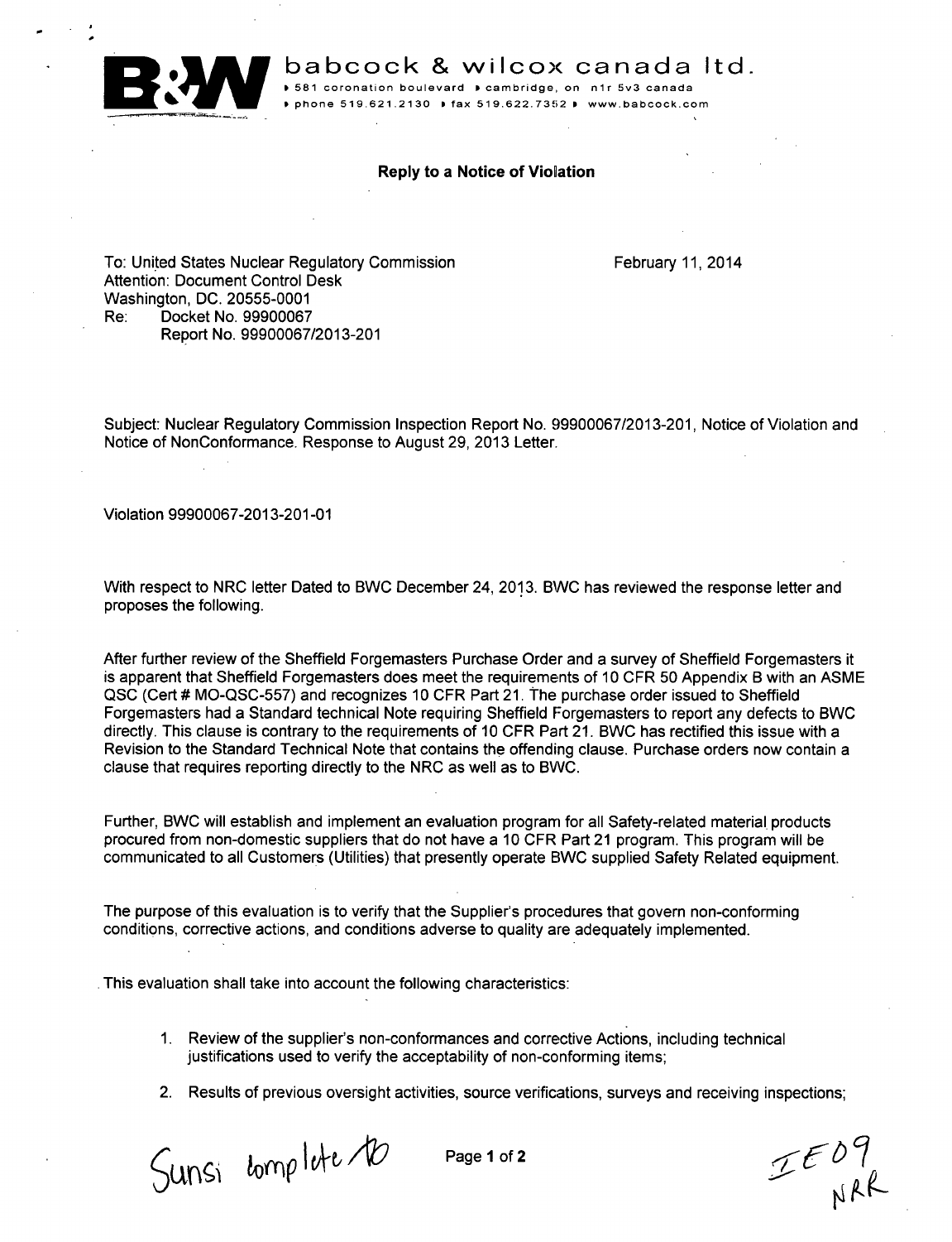**babcock & wilcox canada ltd.**
▸ 581 coronation boulevard ▸ cambridge, on n1r 5v3 canada
▸ phone 519.621.2130 ▸ fax 519.622.7352 ▸ www.babcock.com

**Reply to a Notice of Violation**

To: United States Nuclear Regulatory Commission
Attention: Document Control Desk
Washington, DC. 20555-0001
Re: Docket No. 99900067
Report No. 99900067/2013-201

February 11, 2014

Subject: Nuclear Regulatory Commission Inspection Report No. 99900067/2013-201, Notice of Violation and Notice of NonConformance. Response to August 29, 2013 Letter.

Violation 99900067-2013-201-01

With respect to NRC letter Dated to BWC December 24, 2013. BWC has reviewed the response letter and proposes the following.

After further review of the Sheffield Forgemasters Purchase Order and a survey of Sheffield Forgemasters it is apparent that Sheffield Forgemasters does meet the requirements of 10 CFR 50 Appendix B with an ASME QSC (Cert # MO-QSC-557) and recognizes 10 CFR Part 21. The purchase order issued to Sheffield Forgemasters had a Standard technical Note requiring Sheffield Forgemasters to report any defects to BWC directly. This clause is contrary to the requirements of 10 CFR Part 21. BWC has rectified this issue with a Revision to the Standard Technical Note that contains the offending clause. Purchase orders now contain a clause that requires reporting directly to the NRC as well as to BWC.

Further, BWC will establish and implement an evaluation program for all Safety-related material products procured from non-domestic suppliers that do not have a 10 CFR Part 21 program. This program will be communicated to all Customers (Utilities) that presently operate BWC supplied Safety Related equipment.

The purpose of this evaluation is to verify that the Supplier's procedures that govern non-conforming conditions, corrective actions, and conditions adverse to quality are adequately implemented.

This evaluation shall take into account the following characteristics:

1. Review of the supplier's non-conformances and corrective Actions, including technical justifications used to verify the acceptability of non-conforming items;
2. Results of previous oversight activities, source verifications, surveys and receiving inspections;

Sunsi complete TD

IE09
NRR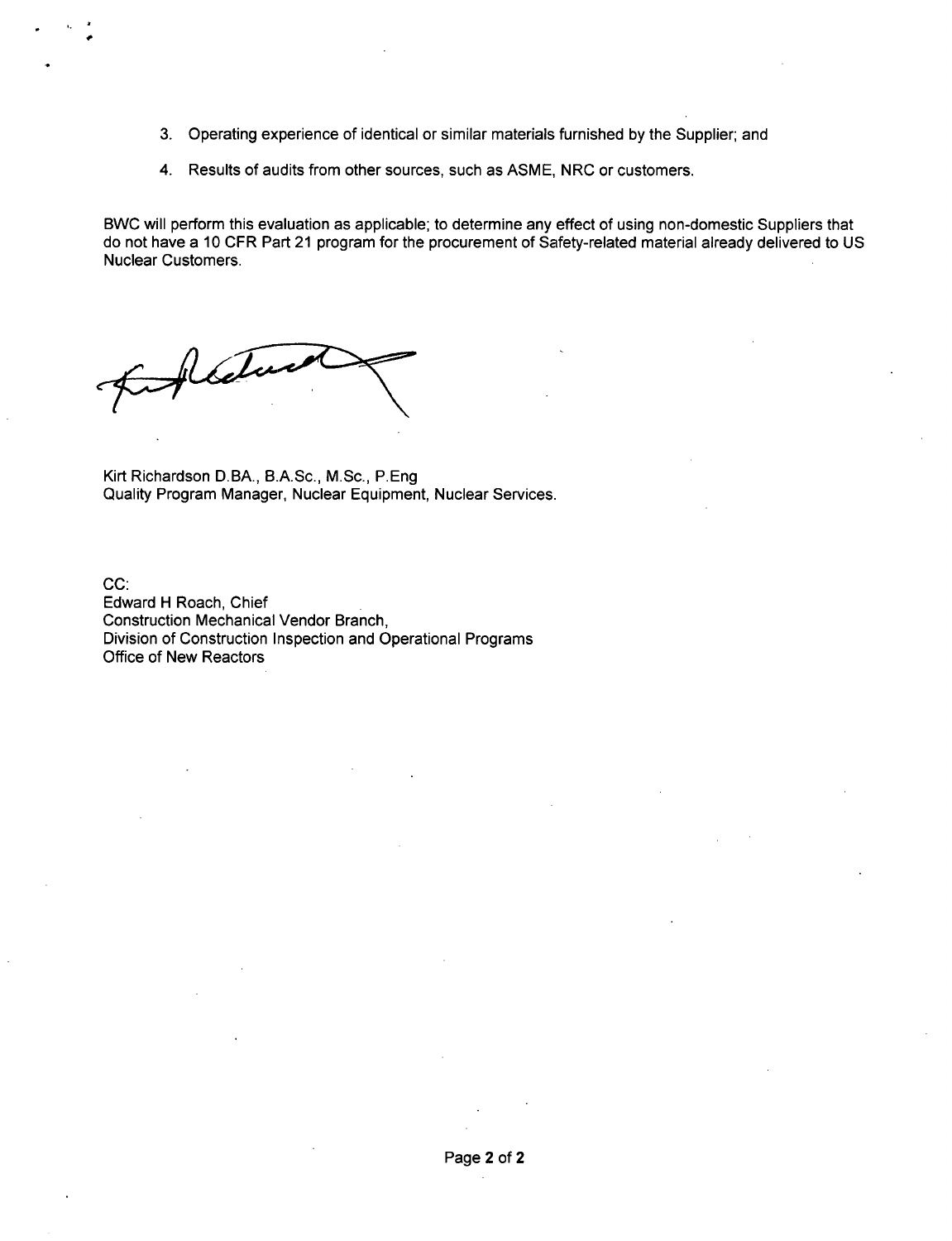3. Operating experience of identical or similar materials furnished by the Supplier; and

4. Results of audits from other sources, such as ASME, NRC or customers.

BWC will perform this evaluation as applicable; to determine any effect of using non-domestic Suppliers that do not have a 10 CFR Part 21 program for the procurement of Safety-related material already delivered to US Nuclear Customers.

Kirt Richardson D.BA., B.A.Sc., M.Sc., P.Eng
Quality Program Manager, Nuclear Equipment, Nuclear Services.

CC:
Edward H Roach, Chief
Construction Mechanical Vendor Branch,
Division of Construction Inspection and Operational Programs
Office of New Reactors